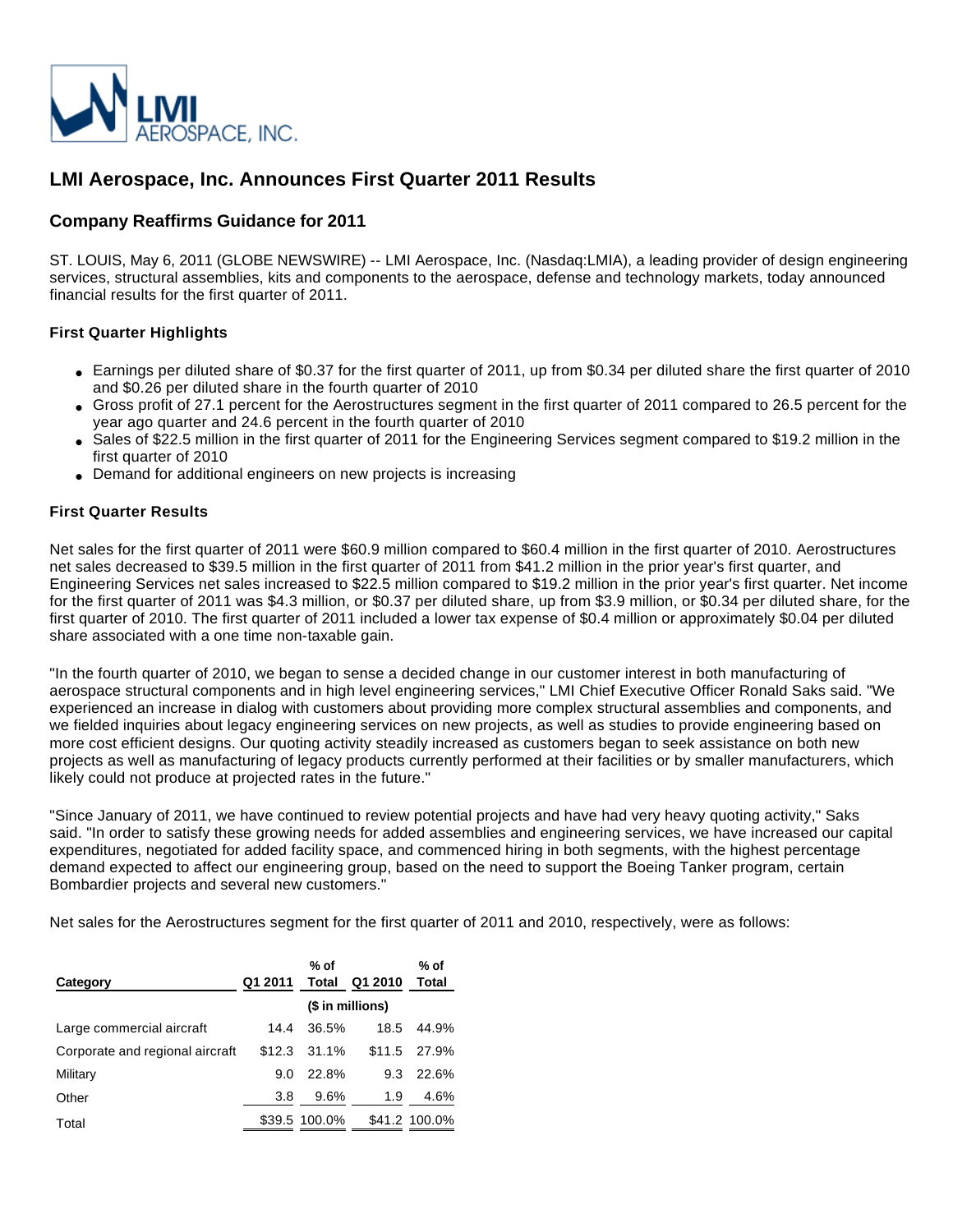LMI AEROSPACE, INC.

# LMI Aerospace, Inc. Announces First Quarter 2011 Results

## Company Reaffirms Guidance for 2011

ST. LOUIS, May 6, 2011 (GLOBE NEWSWIRE) -- LMI Aerospace, Inc. (Nasdaq:LMIA), a leading provider of design engineering services, structural assemblies, kits and components to the aerospace, defense and technology markets, today announced financial results for the first quarter of 2011.

### First Quarter Highlights

- Earnings per diluted share of $0.37 for the first quarter of 2011, up from $0.34 per diluted share the first quarter of 2010 and $0.26 per diluted share in the fourth quarter of 2010
- Gross profit of 27.1 percent for the Aerostructures segment in the first quarter of 2011 compared to 26.5 percent for the year ago quarter and 24.6 percent in the fourth quarter of 2010
- Sales of $22.5 million in the first quarter of 2011 for the Engineering Services segment compared to $19.2 million in the first quarter of 2010
- Demand for additional engineers on new projects is increasing

### First Quarter Results

Net sales for the first quarter of 2011 were $60.9 million compared to $60.4 million in the first quarter of 2010. Aerostructures net sales decreased to $39.5 million in the first quarter of 2011 from $41.2 million in the prior year's first quarter, and Engineering Services net sales increased to $22.5 million compared to $19.2 million in the prior year's first quarter. Net income for the first quarter of 2011 was $4.3 million, or $0.37 per diluted share, up from $3.9 million, or $0.34 per diluted share, for the first quarter of 2010. The first quarter of 2011 included a lower tax expense of $0.4 million or approximately $0.04 per diluted share associated with a one time non-taxable gain.

"In the fourth quarter of 2010, we began to sense a decided change in our customer interest in both manufacturing of aerospace structural components and in high level engineering services," LMI Chief Executive Officer Ronald Saks said. "We experienced an increase in dialog with customers about providing more complex structural assemblies and components, and we fielded inquiries about legacy engineering services on new projects, as well as studies to provide engineering based on more cost efficient designs. Our quoting activity steadily increased as customers began to seek assistance on both new projects as well as manufacturing of legacy products currently performed at their facilities or by smaller manufacturers, which likely could not produce at projected rates in the future."

"Since January of 2011, we have continued to review potential projects and have had very heavy quoting activity," Saks said. "In order to satisfy these growing needs for added assemblies and engineering services, we have increased our capital expenditures, negotiated for added facility space, and commenced hiring in both segments, with the highest percentage demand expected to affect our engineering group, based on the need to support the Boeing Tanker program, certain Bombardier projects and several new customers."

Net sales for the Aerostructures segment for the first quarter of 2011 and 2010, respectively, were as follows:

| Category | Q1 2011 | % of Total | Q1 2010 | % of Total |
|---|---|---|---|---|
| | ($ in millions) | | | |
| Large commercial aircraft | 14.4 | 36.5% | 18.5 | 44.9% |
| Corporate and regional aircraft | $12.3 | 31.1% | $11.5 | 27.9% |
| Military | 9.0 | 22.8% | 9.3 | 22.6% |
| Other | 3.8 | 9.6% | 1.9 | 4.6% |
| Total | $39.5 | 100.0% | $41.2 | 100.0% |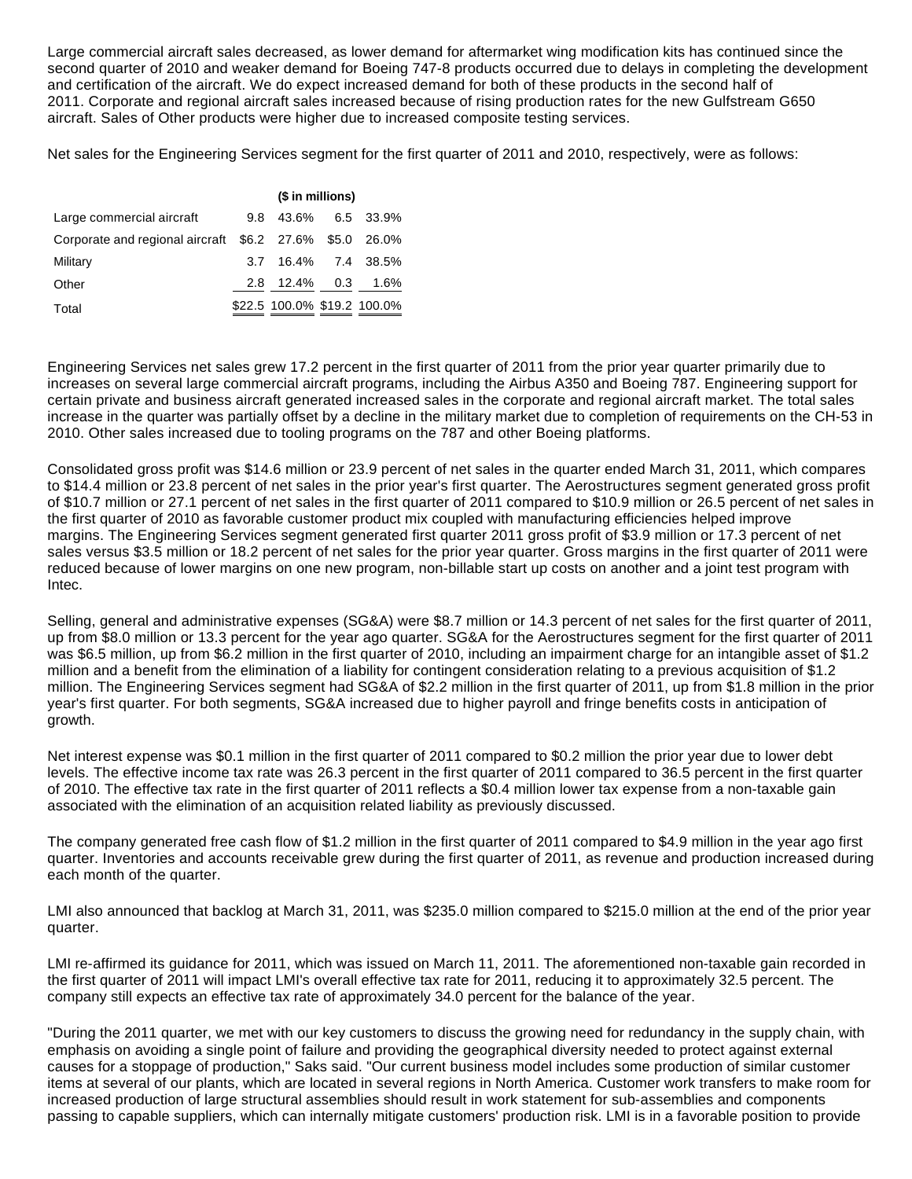Large commercial aircraft sales decreased, as lower demand for aftermarket wing modification kits has continued since the second quarter of 2010 and weaker demand for Boeing 747-8 products occurred due to delays in completing the development and certification of the aircraft. We do expect increased demand for both of these products in the second half of 2011. Corporate and regional aircraft sales increased because of rising production rates for the new Gulfstream G650 aircraft. Sales of Other products were higher due to increased composite testing services.

Net sales for the Engineering Services segment for the first quarter of 2011 and 2010, respectively, were as follows:

| | ($ in millions) | | | |
|---|---|---|---|---|
| Large commercial aircraft | 9.8 | 43.6% | 6.5 | 33.9% |
| Corporate and regional aircraft | $6.2 | 27.6% | $5.0 | 26.0% |
| Military | 3.7 | 16.4% | 7.4 | 38.5% |
| Other | 2.8 | 12.4% | 0.3 | 1.6% |
| Total | $22.5 | 100.0% | $19.2 | 100.0% |

Engineering Services net sales grew 17.2 percent in the first quarter of 2011 from the prior year quarter primarily due to increases on several large commercial aircraft programs, including the Airbus A350 and Boeing 787. Engineering support for certain private and business aircraft generated increased sales in the corporate and regional aircraft market. The total sales increase in the quarter was partially offset by a decline in the military market due to completion of requirements on the CH-53 in 2010. Other sales increased due to tooling programs on the 787 and other Boeing platforms.

Consolidated gross profit was $14.6 million or 23.9 percent of net sales in the quarter ended March 31, 2011, which compares to $14.4 million or 23.8 percent of net sales in the prior year's first quarter. The Aerostructures segment generated gross profit of $10.7 million or 27.1 percent of net sales in the first quarter of 2011 compared to $10.9 million or 26.5 percent of net sales in the first quarter of 2010 as favorable customer product mix coupled with manufacturing efficiencies helped improve margins. The Engineering Services segment generated first quarter 2011 gross profit of $3.9 million or 17.3 percent of net sales versus $3.5 million or 18.2 percent of net sales for the prior year quarter. Gross margins in the first quarter of 2011 were reduced because of lower margins on one new program, non-billable start up costs on another and a joint test program with Intec.

Selling, general and administrative expenses (SG&A) were $8.7 million or 14.3 percent of net sales for the first quarter of 2011, up from $8.0 million or 13.3 percent for the year ago quarter. SG&A for the Aerostructures segment for the first quarter of 2011 was $6.5 million, up from $6.2 million in the first quarter of 2010, including an impairment charge for an intangible asset of $1.2 million and a benefit from the elimination of a liability for contingent consideration relating to a previous acquisition of $1.2 million. The Engineering Services segment had SG&A of $2.2 million in the first quarter of 2011, up from $1.8 million in the prior year's first quarter. For both segments, SG&A increased due to higher payroll and fringe benefits costs in anticipation of growth.

Net interest expense was $0.1 million in the first quarter of 2011 compared to $0.2 million the prior year due to lower debt levels. The effective income tax rate was 26.3 percent in the first quarter of 2011 compared to 36.5 percent in the first quarter of 2010. The effective tax rate in the first quarter of 2011 reflects a $0.4 million lower tax expense from a non-taxable gain associated with the elimination of an acquisition related liability as previously discussed.

The company generated free cash flow of $1.2 million in the first quarter of 2011 compared to $4.9 million in the year ago first quarter. Inventories and accounts receivable grew during the first quarter of 2011, as revenue and production increased during each month of the quarter.

LMI also announced that backlog at March 31, 2011, was $235.0 million compared to $215.0 million at the end of the prior year quarter.

LMI re-affirmed its guidance for 2011, which was issued on March 11, 2011. The aforementioned non-taxable gain recorded in the first quarter of 2011 will impact LMI's overall effective tax rate for 2011, reducing it to approximately 32.5 percent. The company still expects an effective tax rate of approximately 34.0 percent for the balance of the year.

"During the 2011 quarter, we met with our key customers to discuss the growing need for redundancy in the supply chain, with emphasis on avoiding a single point of failure and providing the geographical diversity needed to protect against external causes for a stoppage of production," Saks said. "Our current business model includes some production of similar customer items at several of our plants, which are located in several regions in North America. Customer work transfers to make room for increased production of large structural assemblies should result in work statement for sub-assemblies and components passing to capable suppliers, which can internally mitigate customers' production risk. LMI is in a favorable position to provide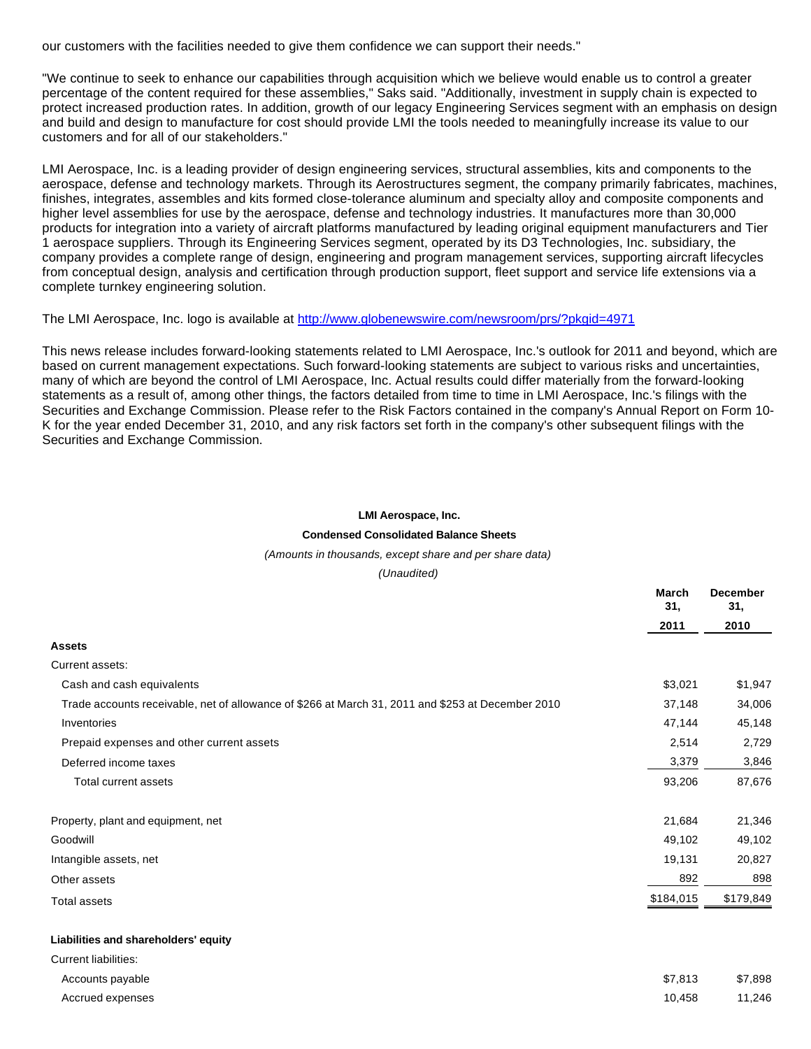our customers with the facilities needed to give them confidence we can support their needs."

"We continue to seek to enhance our capabilities through acquisition which we believe would enable us to control a greater percentage of the content required for these assemblies," Saks said. "Additionally, investment in supply chain is expected to protect increased production rates. In addition, growth of our legacy Engineering Services segment with an emphasis on design and build and design to manufacture for cost should provide LMI the tools needed to meaningfully increase its value to our customers and for all of our stakeholders."

LMI Aerospace, Inc. is a leading provider of design engineering services, structural assemblies, kits and components to the aerospace, defense and technology markets. Through its Aerostructures segment, the company primarily fabricates, machines, finishes, integrates, assembles and kits formed close-tolerance aluminum and specialty alloy and composite components and higher level assemblies for use by the aerospace, defense and technology industries. It manufactures more than 30,000 products for integration into a variety of aircraft platforms manufactured by leading original equipment manufacturers and Tier 1 aerospace suppliers. Through its Engineering Services segment, operated by its D3 Technologies, Inc. subsidiary, the company provides a complete range of design, engineering and program management services, supporting aircraft lifecycles from conceptual design, analysis and certification through production support, fleet support and service life extensions via a complete turnkey engineering solution.

The LMI Aerospace, Inc. logo is available at http://www.globenewswire.com/newsroom/prs/?pkgid=4971

This news release includes forward-looking statements related to LMI Aerospace, Inc.'s outlook for 2011 and beyond, which are based on current management expectations. Such forward-looking statements are subject to various risks and uncertainties, many of which are beyond the control of LMI Aerospace, Inc. Actual results could differ materially from the forward-looking statements as a result of, among other things, the factors detailed from time to time in LMI Aerospace, Inc.'s filings with the Securities and Exchange Commission. Please refer to the Risk Factors contained in the company's Annual Report on Form 10-K for the year ended December 31, 2010, and any risk factors set forth in the company's other subsequent filings with the Securities and Exchange Commission.

**LMI Aerospace, Inc.**

**Condensed Consolidated Balance Sheets**

*(Amounts in thousands, except share and per share data)*

*(Unaudited)*

| | March 31, 2011 | December 31, 2010 |
|---|---|---|
| **Assets** | | |
| Current assets: | | |
| Cash and cash equivalents | $3,021 | $1,947 |
| Trade accounts receivable, net of allowance of $266 at March 31, 2011 and $253 at December 2010 | 37,148 | 34,006 |
| Inventories | 47,144 | 45,148 |
| Prepaid expenses and other current assets | 2,514 | 2,729 |
| Deferred income taxes | 3,379 | 3,846 |
| Total current assets | 93,206 | 87,676 |
| Property, plant and equipment, net | 21,684 | 21,346 |
| Goodwill | 49,102 | 49,102 |
| Intangible assets, net | 19,131 | 20,827 |
| Other assets | 892 | 898 |
| Total assets | $184,015 | $179,849 |
| **Liabilities and shareholders' equity** | | |
| Current liabilities: | | |
| Accounts payable | $7,813 | $7,898 |
| Accrued expenses | 10,458 | 11,246 |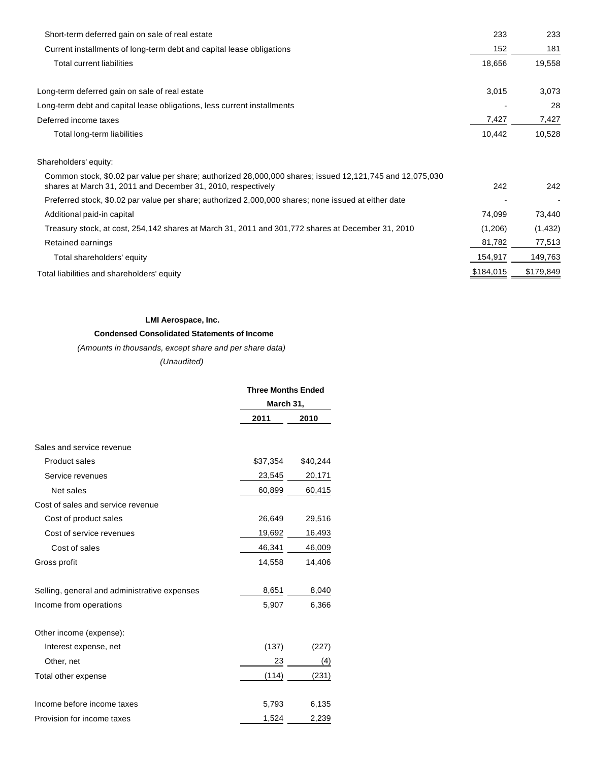| | | |
|---|---|---|
| Short-term deferred gain on sale of real estate | 233 | 233 |
| Current installments of long-term debt and capital lease obligations | 152 | 181 |
| Total current liabilities | 18,656 | 19,558 |
| | | |
| Long-term deferred gain on sale of real estate | 3,015 | 3,073 |
| Long-term debt and capital lease obligations, less current installments | - | 28 |
| Deferred income taxes | 7,427 | 7,427 |
| Total long-term liabilities | 10,442 | 10,528 |
| | | |
| Shareholders' equity: | | |
| Common stock, $0.02 par value per share; authorized 28,000,000 shares; issued 12,121,745 and 12,075,030 shares at March 31, 2011 and December 31, 2010, respectively | 242 | 242 |
| Preferred stock, $0.02 par value per share; authorized 2,000,000 shares; none issued at either date | - | - |
| Additional paid-in capital | 74,099 | 73,440 |
| Treasury stock, at cost, 254,142 shares at March 31, 2011 and 301,772 shares at December 31, 2010 | (1,206) | (1,432) |
| Retained earnings | 81,782 | 77,513 |
| Total shareholders' equity | 154,917 | 149,763 |
| Total liabilities and shareholders' equity | $184,015 | $179,849 |

**LMI Aerospace, Inc.**

**Condensed Consolidated Statements of Income**

*(Amounts in thousands, except share and per share data)*

*(Unaudited)*

| | Three Months Ended March 31, | |
|---|---|---|
| | 2011 | 2010 |
| Sales and service revenue | | |
| Product sales | $37,354 | $40,244 |
| Service revenues | 23,545 | 20,171 |
| Net sales | 60,899 | 60,415 |
| Cost of sales and service revenue | | |
| Cost of product sales | 26,649 | 29,516 |
| Cost of service revenues | 19,692 | 16,493 |
| Cost of sales | 46,341 | 46,009 |
| Gross profit | 14,558 | 14,406 |
| | | |
| Selling, general and administrative expenses | 8,651 | 8,040 |
| Income from operations | 5,907 | 6,366 |
| | | |
| Other income (expense): | | |
| Interest expense, net | (137) | (227) |
| Other, net | 23 | (4) |
| Total other expense | (114) | (231) |
| | | |
| Income before income taxes | 5,793 | 6,135 |
| Provision for income taxes | 1,524 | 2,239 |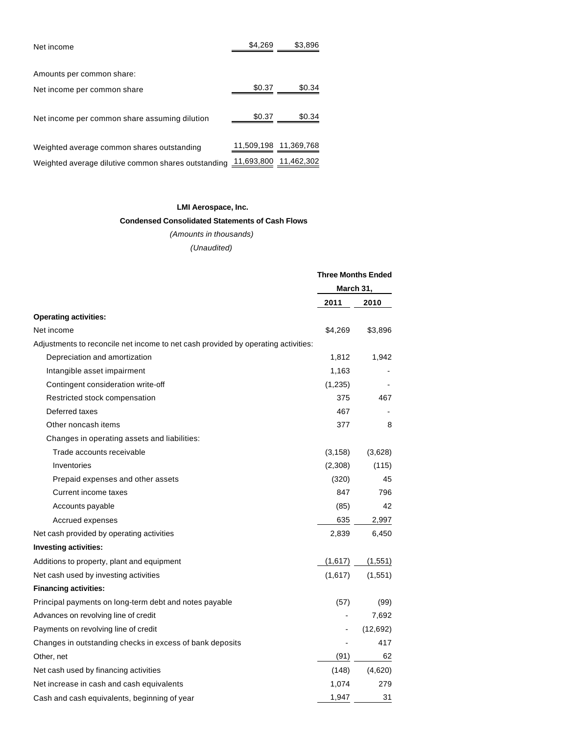| | | |
|---|---|---|
| Net income | $4,269 | $3,896 |
| Amounts per common share: | | |
| Net income per common share | $0.37 | $0.34 |
| Net income per common share assuming dilution | $0.37 | $0.34 |
| Weighted average common shares outstanding | 11,509,198 | 11,369,768 |
| Weighted average dilutive common shares outstanding | 11,693,800 | 11,462,302 |

**LMI Aerospace, Inc.**

**Condensed Consolidated Statements of Cash Flows**

*(Amounts in thousands)*

*(Unaudited)*

| | Three Months Ended March 31, | |
|---|---|---|
| | **2011** | **2010** |
| **Operating activities:** | | |
| Net income | $4,269 | $3,896 |
| Adjustments to reconcile net income to net cash provided by operating activities: | | |
| Depreciation and amortization | 1,812 | 1,942 |
| Intangible asset impairment | 1,163 | - |
| Contingent consideration write-off | (1,235) | - |
| Restricted stock compensation | 375 | 467 |
| Deferred taxes | 467 | - |
| Other noncash items | 377 | 8 |
| Changes in operating assets and liabilities: | | |
| Trade accounts receivable | (3,158) | (3,628) |
| Inventories | (2,308) | (115) |
| Prepaid expenses and other assets | (320) | 45 |
| Current income taxes | 847 | 796 |
| Accounts payable | (85) | 42 |
| Accrued expenses | 635 | 2,997 |
| Net cash provided by operating activities | 2,839 | 6,450 |
| **Investing activities:** | | |
| Additions to property, plant and equipment | (1,617) | (1,551) |
| Net cash used by investing activities | (1,617) | (1,551) |
| **Financing activities:** | | |
| Principal payments on long-term debt and notes payable | (57) | (99) |
| Advances on revolving line of credit | - | 7,692 |
| Payments on revolving line of credit | - | (12,692) |
| Changes in outstanding checks in excess of bank deposits | - | 417 |
| Other, net | (91) | 62 |
| Net cash used by financing activities | (148) | (4,620) |
| Net increase in cash and cash equivalents | 1,074 | 279 |
| Cash and cash equivalents, beginning of year | 1,947 | 31 |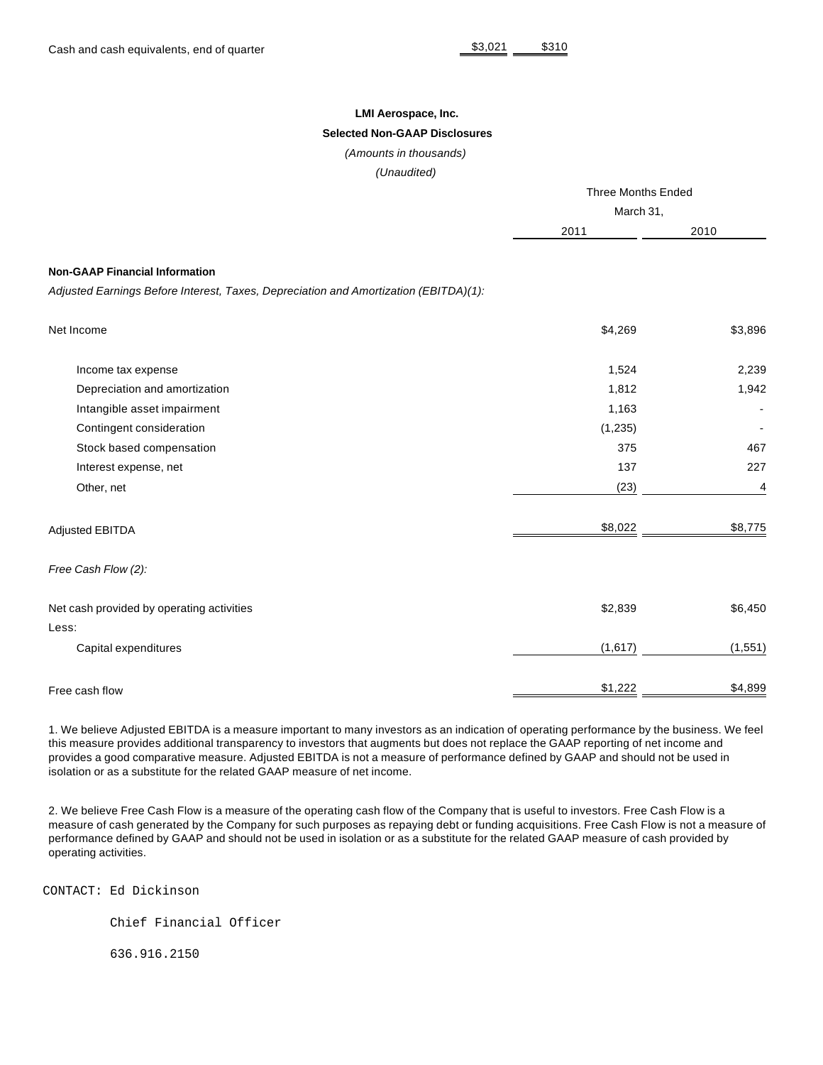| | | |
|---|---|---|
| Cash and cash equivalents, end of quarter | $3,021 | $310 |

**LMI Aerospace, Inc.**

**Selected Non-GAAP Disclosures**

*(Amounts in thousands)*

*(Unaudited)*

| | Three Months Ended March 31, | |
|---|---|---|
| | 2011 | 2010 |
| **Non-GAAP Financial Information** | | |
| *Adjusted Earnings Before Interest, Taxes, Depreciation and Amortization (EBITDA)(1):* | | |
| Net Income | $4,269 | $3,896 |
| Income tax expense | 1,524 | 2,239 |
| Depreciation and amortization | 1,812 | 1,942 |
| Intangible asset impairment | 1,163 | - |
| Contingent consideration | (1,235) | - |
| Stock based compensation | 375 | 467 |
| Interest expense, net | 137 | 227 |
| Other, net | (23) | 4 |
| Adjusted EBITDA | $8,022 | $8,775 |
| *Free Cash Flow (2):* | | |
| Net cash provided by operating activities | $2,839 | $6,450 |
| Less: | | |
| Capital expenditures | (1,617) | (1,551) |
| Free cash flow | $1,222 | $4,899 |

1. We believe Adjusted EBITDA is a measure important to many investors as an indication of operating performance by the business. We feel this measure provides additional transparency to investors that augments but does not replace the GAAP reporting of net income and provides a good comparative measure. Adjusted EBITDA is not a measure of performance defined by GAAP and should not be used in isolation or as a substitute for the related GAAP measure of net income.

2. We believe Free Cash Flow is a measure of the operating cash flow of the Company that is useful to investors. Free Cash Flow is a measure of cash generated by the Company for such purposes as repaying debt or funding acquisitions. Free Cash Flow is not a measure of performance defined by GAAP and should not be used in isolation or as a substitute for the related GAAP measure of cash provided by operating activities.

CONTACT: Ed Dickinson

Chief Financial Officer

636.916.2150